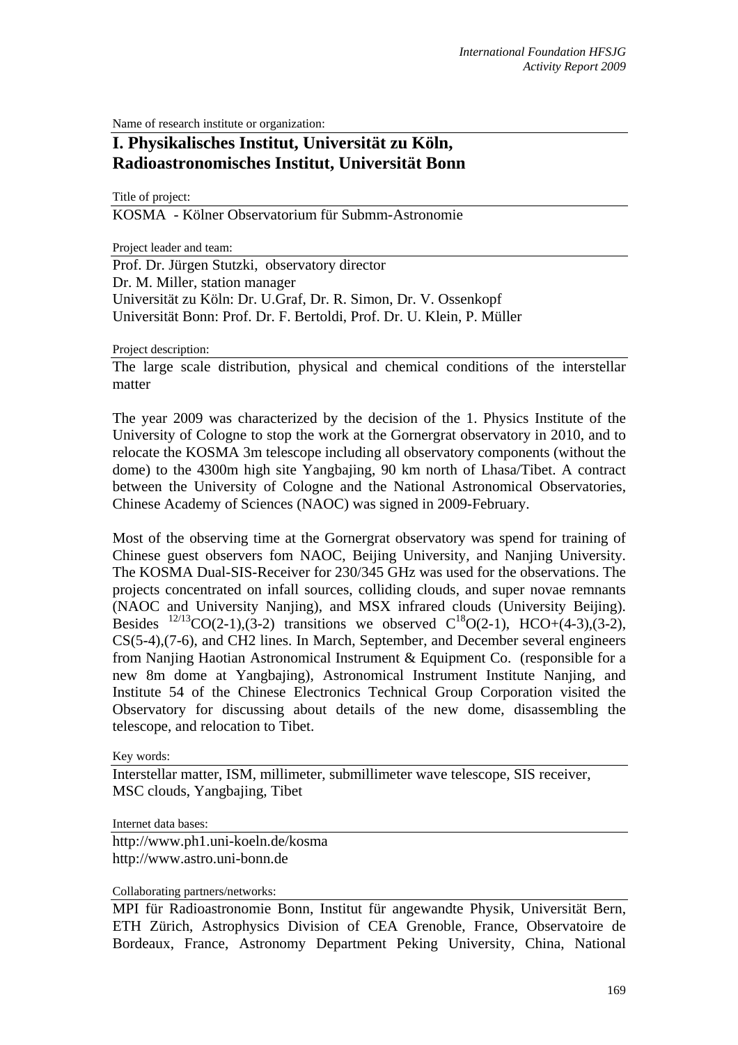Name of research institute or organization:

## I. Physikalisches Institut, Universität zu Köln, Radioastronomisches Institut, Universität Bonn

Title of project:

KOSMA - Kölner Observatorium für Submm-Astronomie

Project leader and team:

Prof. Dr. Jürgen Stutzki, observatory director
Dr. M. Miller, station manager
Universität zu Köln: Dr. U.Graf, Dr. R. Simon, Dr. V. Ossenkopf
Universität Bonn: Prof. Dr. F. Bertoldi, Prof. Dr. U. Klein, P. Müller

Project description:

The large scale distribution, physical and chemical conditions of the interstellar matter

The year 2009 was characterized by the decision of the 1. Physics Institute of the University of Cologne to stop the work at the Gornergrat observatory in 2010, and to relocate the KOSMA 3m telescope including all observatory components (without the dome) to the 4300m high site Yangbajing, 90 km north of Lhasa/Tibet. A contract between the University of Cologne and the National Astronomical Observatories, Chinese Academy of Sciences (NAOC) was signed in 2009-February.

Most of the observing time at the Gornergrat observatory was spend for training of Chinese guest observers fom NAOC, Beijing University, and Nanjing University. The KOSMA Dual-SIS-Receiver for 230/345 GHz was used for the observations. The projects concentrated on infall sources, colliding clouds, and super novae remnants (NAOC and University Nanjing), and MSX infrared clouds (University Beijing). Besides $^{12/13}$CO(2-1),(3-2) transitions we observed $C^{18}O$(2-1), HCO+(4-3),(3-2), CS(5-4),(7-6), and CH2 lines. In March, September, and December several engineers from Nanjing Haotian Astronomical Instrument & Equipment Co. (responsible for a new 8m dome at Yangbajing), Astronomical Instrument Institute Nanjing, and Institute 54 of the Chinese Electronics Technical Group Corporation visited the Observatory for discussing about details of the new dome, disassembling the telescope, and relocation to Tibet.

Key words:

Interstellar matter, ISM, millimeter, submillimeter wave telescope, SIS receiver, MSC clouds, Yangbajing, Tibet

Internet data bases:

http://www.ph1.uni-koeln.de/kosma
http://www.astro.uni-bonn.de

Collaborating partners/networks:

MPI für Radioastronomie Bonn, Institut für angewandte Physik, Universität Bern, ETH Zürich, Astrophysics Division of CEA Grenoble, France, Observatoire de Bordeaux, France, Astronomy Department Peking University, China, National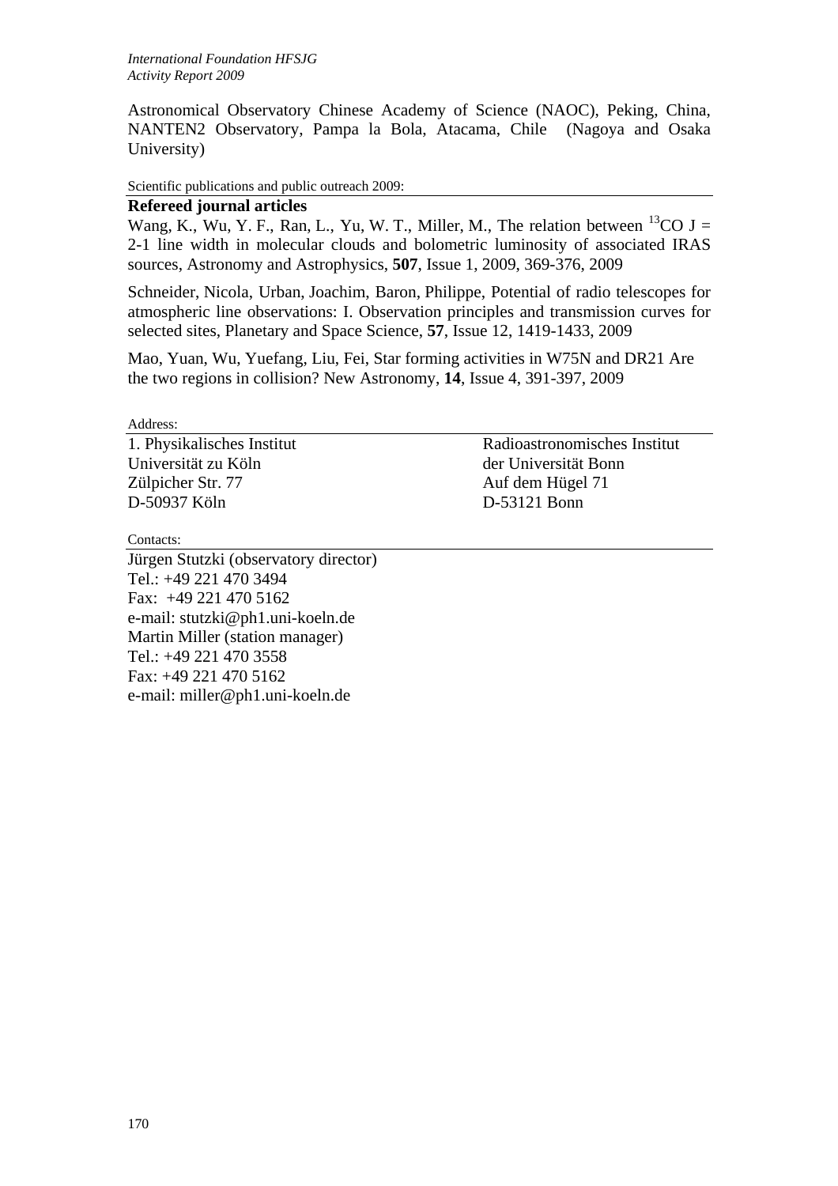Astronomical Observatory Chinese Academy of Science (NAOC), Peking, China, NANTEN2 Observatory, Pampa la Bola, Atacama, Chile (Nagoya and Osaka University)

Scientific publications and public outreach 2009:

**Refereed journal articles**

Wang, K., Wu, Y. F., Ran, L., Yu, W. T., Miller, M., The relation between $^{13}CO$ J = 2-1 line width in molecular clouds and bolometric luminosity of associated IRAS sources, Astronomy and Astrophysics, **507**, Issue 1, 2009, 369-376, 2009

Schneider, Nicola, Urban, Joachim, Baron, Philippe, Potential of radio telescopes for atmospheric line observations: I. Observation principles and transmission curves for selected sites, Planetary and Space Science, **57**, Issue 12, 1419-1433, 2009

Mao, Yuan, Wu, Yuefang, Liu, Fei, Star forming activities in W75N and DR21 Are the two regions in collision? New Astronomy, **14**, Issue 4, 391-397, 2009

Address:

1. Physikalisches Institut
Universität zu Köln
Zülpicher Str. 77
D-50937 Köln

Radioastronomisches Institut
der Universität Bonn
Auf dem Hügel 71
D-53121 Bonn

Contacts:

Jürgen Stutzki (observatory director)
Tel.: +49 221 470 3494
Fax: +49 221 470 5162
e-mail: stutzki@ph1.uni-koeln.de
Martin Miller (station manager)
Tel.: +49 221 470 3558
Fax: +49 221 470 5162
e-mail: miller@ph1.uni-koeln.de